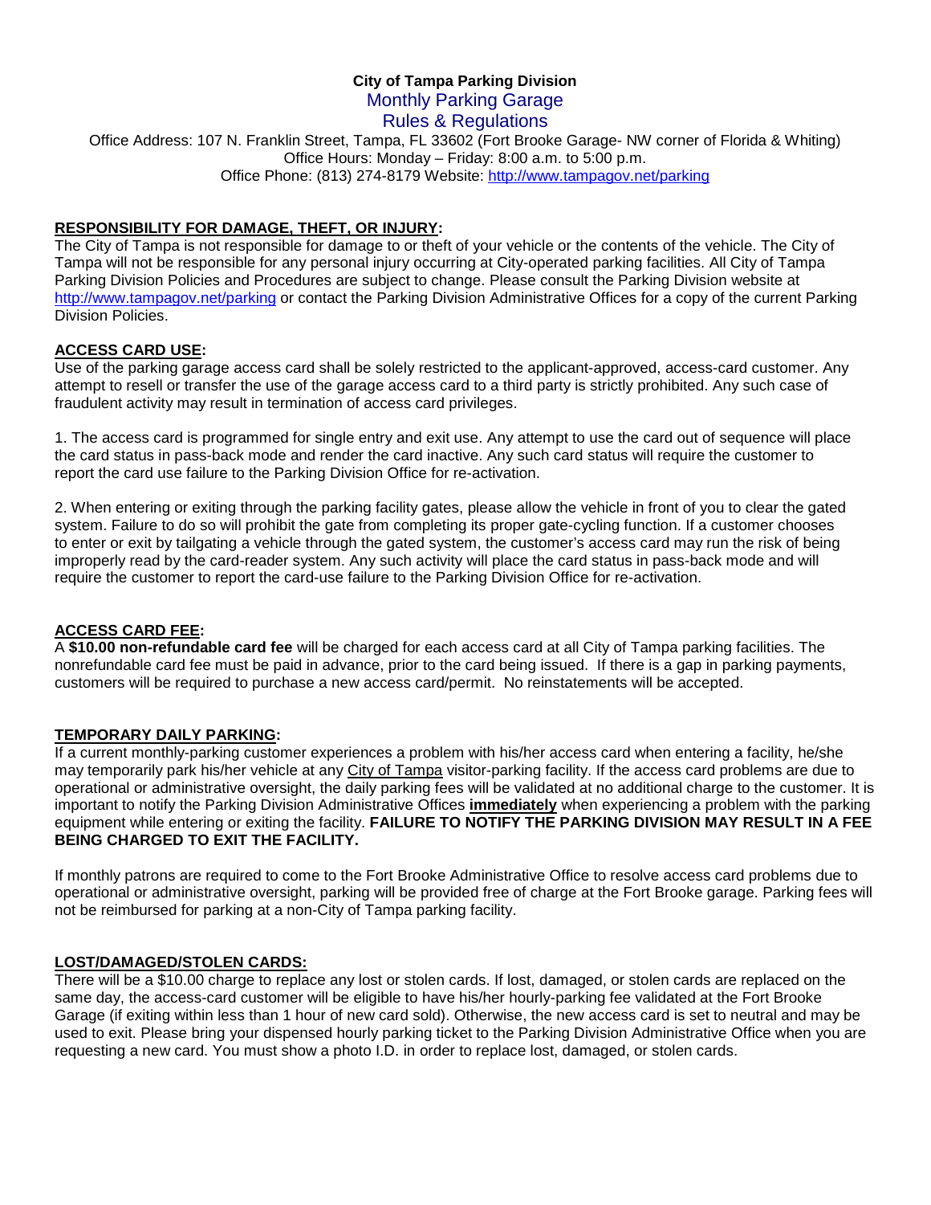**City of Tampa Parking Division**

Monthly Parking Garage

Rules & Regulations

Office Address: 107 N. Franklin Street, Tampa, FL 33602 (Fort Brooke Garage- NW corner of Florida & Whiting)
Office Hours: Monday – Friday: 8:00 a.m. to 5:00 p.m.
Office Phone: (813) 274-8179 Website: http://www.tampagov.net/parking

**RESPONSIBILITY FOR DAMAGE, THEFT, OR INJURY:**

The City of Tampa is not responsible for damage to or theft of your vehicle or the contents of the vehicle. The City of Tampa will not be responsible for any personal injury occurring at City-operated parking facilities. All City of Tampa Parking Division Policies and Procedures are subject to change. Please consult the Parking Division website at http://www.tampagov.net/parking or contact the Parking Division Administrative Offices for a copy of the current Parking Division Policies.

**ACCESS CARD USE:**

Use of the parking garage access card shall be solely restricted to the applicant-approved, access-card customer. Any attempt to resell or transfer the use of the garage access card to a third party is strictly prohibited. Any such case of fraudulent activity may result in termination of access card privileges.

1. The access card is programmed for single entry and exit use. Any attempt to use the card out of sequence will place the card status in pass-back mode and render the card inactive. Any such card status will require the customer to report the card use failure to the Parking Division Office for re-activation.

2. When entering or exiting through the parking facility gates, please allow the vehicle in front of you to clear the gated system. Failure to do so will prohibit the gate from completing its proper gate-cycling function. If a customer chooses to enter or exit by tailgating a vehicle through the gated system, the customer's access card may run the risk of being improperly read by the card-reader system. Any such activity will place the card status in pass-back mode and will require the customer to report the card-use failure to the Parking Division Office for re-activation.

**ACCESS CARD FEE:**

A **$10.00 non-refundable card fee** will be charged for each access card at all City of Tampa parking facilities. The nonrefundable card fee must be paid in advance, prior to the card being issued. If there is a gap in parking payments, customers will be required to purchase a new access card/permit. No reinstatements will be accepted.

**TEMPORARY DAILY PARKING:**

If a current monthly-parking customer experiences a problem with his/her access card when entering a facility, he/she may temporarily park his/her vehicle at any City of Tampa visitor-parking facility. If the access card problems are due to operational or administrative oversight, the daily parking fees will be validated at no additional charge to the customer. It is important to notify the Parking Division Administrative Offices **immediately** when experiencing a problem with the parking equipment while entering or exiting the facility. **FAILURE TO NOTIFY THE PARKING DIVISION MAY RESULT IN A FEE BEING CHARGED TO EXIT THE FACILITY.**

If monthly patrons are required to come to the Fort Brooke Administrative Office to resolve access card problems due to operational or administrative oversight, parking will be provided free of charge at the Fort Brooke garage. Parking fees will not be reimbursed for parking at a non-City of Tampa parking facility.

**LOST/DAMAGED/STOLEN CARDS:**

There will be a $10.00 charge to replace any lost or stolen cards. If lost, damaged, or stolen cards are replaced on the same day, the access-card customer will be eligible to have his/her hourly-parking fee validated at the Fort Brooke Garage (if exiting within less than 1 hour of new card sold). Otherwise, the new access card is set to neutral and may be used to exit. Please bring your dispensed hourly parking ticket to the Parking Division Administrative Office when you are requesting a new card. You must show a photo I.D. in order to replace lost, damaged, or stolen cards.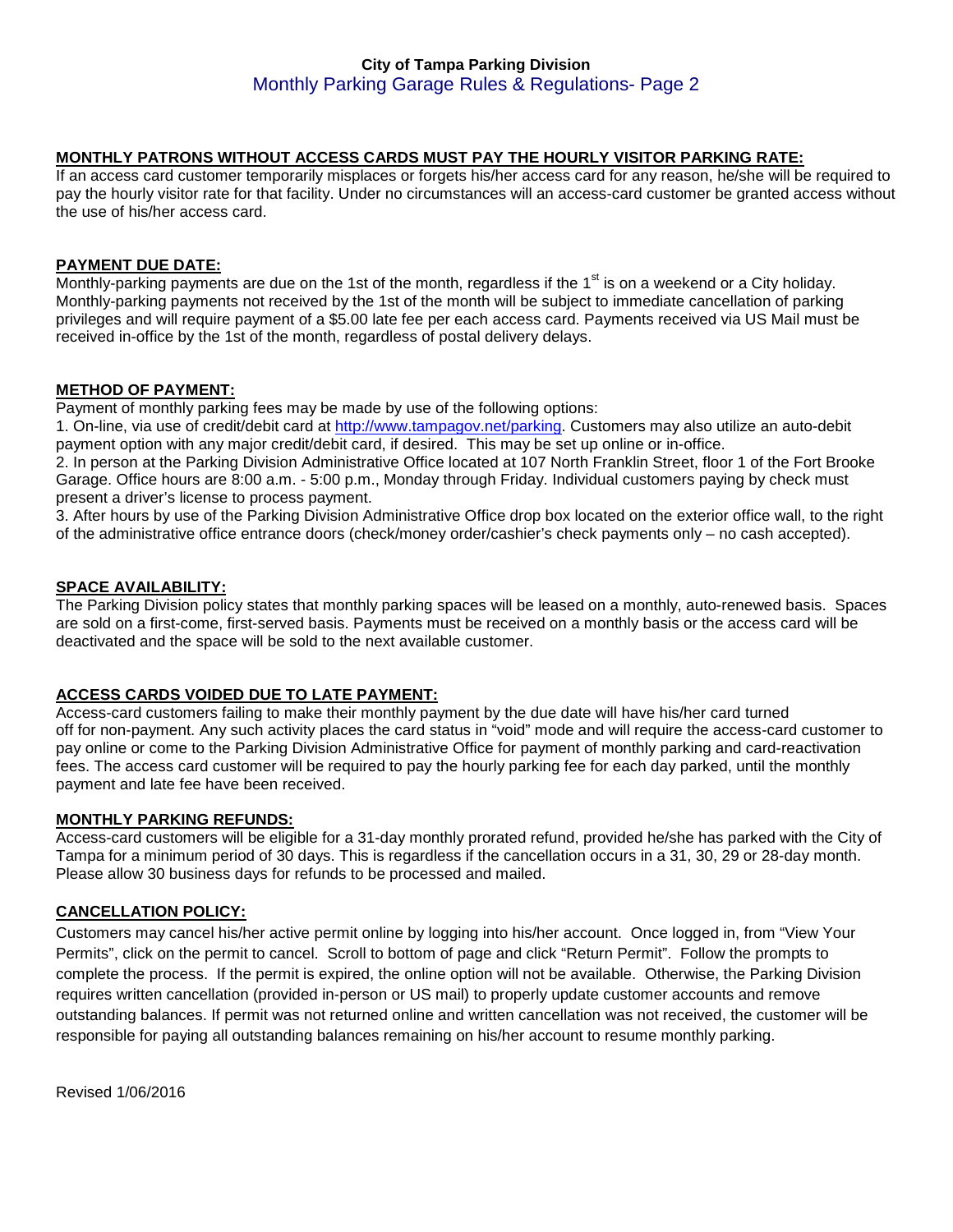**City of Tampa Parking Division**
Monthly Parking Garage Rules & Regulations- Page 2

## MONTHLY PATRONS WITHOUT ACCESS CARDS MUST PAY THE HOURLY VISITOR PARKING RATE:

If an access card customer temporarily misplaces or forgets his/her access card for any reason, he/she will be required to pay the hourly visitor rate for that facility. Under no circumstances will an access-card customer be granted access without the use of his/her access card.

## PAYMENT DUE DATE:

Monthly-parking payments are due on the 1st of the month, regardless if the 1st is on a weekend or a City holiday. Monthly-parking payments not received by the 1st of the month will be subject to immediate cancellation of parking privileges and will require payment of a $5.00 late fee per each access card. Payments received via US Mail must be received in-office by the 1st of the month, regardless of postal delivery delays.

## METHOD OF PAYMENT:

Payment of monthly parking fees may be made by use of the following options:

1. On-line, via use of credit/debit card at http://www.tampagov.net/parking. Customers may also utilize an auto-debit payment option with any major credit/debit card, if desired. This may be set up online or in-office.
2. In person at the Parking Division Administrative Office located at 107 North Franklin Street, floor 1 of the Fort Brooke Garage. Office hours are 8:00 a.m. - 5:00 p.m., Monday through Friday. Individual customers paying by check must present a driver's license to process payment.
3. After hours by use of the Parking Division Administrative Office drop box located on the exterior office wall, to the right of the administrative office entrance doors (check/money order/cashier's check payments only – no cash accepted).

## SPACE AVAILABILITY:

The Parking Division policy states that monthly parking spaces will be leased on a monthly, auto-renewed basis. Spaces are sold on a first-come, first-served basis. Payments must be received on a monthly basis or the access card will be deactivated and the space will be sold to the next available customer.

## ACCESS CARDS VOIDED DUE TO LATE PAYMENT:

Access-card customers failing to make their monthly payment by the due date will have his/her card turned off for non-payment. Any such activity places the card status in "void" mode and will require the access-card customer to pay online or come to the Parking Division Administrative Office for payment of monthly parking and card-reactivation fees. The access card customer will be required to pay the hourly parking fee for each day parked, until the monthly payment and late fee have been received.

## MONTHLY PARKING REFUNDS:

Access-card customers will be eligible for a 31-day monthly prorated refund, provided he/she has parked with the City of Tampa for a minimum period of 30 days. This is regardless if the cancellation occurs in a 31, 30, 29 or 28-day month. Please allow 30 business days for refunds to be processed and mailed.

## CANCELLATION POLICY:

Customers may cancel his/her active permit online by logging into his/her account. Once logged in, from "View Your Permits", click on the permit to cancel. Scroll to bottom of page and click "Return Permit". Follow the prompts to complete the process. If the permit is expired, the online option will not be available. Otherwise, the Parking Division requires written cancellation (provided in-person or US mail) to properly update customer accounts and remove outstanding balances. If permit was not returned online and written cancellation was not received, the customer will be responsible for paying all outstanding balances remaining on his/her account to resume monthly parking.

Revised 1/06/2016